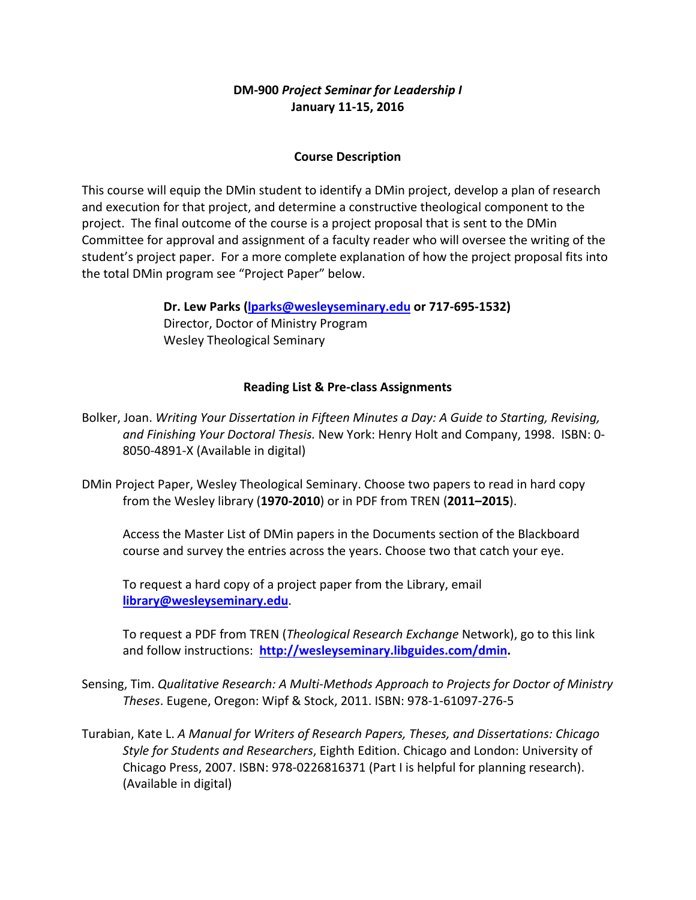# DM-900 *Project Seminar for Leadership I*
**January 11-15, 2016**

## Course Description

This course will equip the DMin student to identify a DMin project, develop a plan of research and execution for that project, and determine a constructive theological component to the project. The final outcome of the course is a project proposal that is sent to the DMin Committee for approval and assignment of a faculty reader who will oversee the writing of the student's project paper. For a more complete explanation of how the project proposal fits into the total DMin program see "Project Paper" below.

**Dr. Lew Parks (lparks@wesleyseminary.edu or 717-695-1532)**
Director, Doctor of Ministry Program
Wesley Theological Seminary

## Reading List & Pre-class Assignments

Bolker, Joan. *Writing Your Dissertation in Fifteen Minutes a Day: A Guide to Starting, Revising, and Finishing Your Doctoral Thesis.* New York: Henry Holt and Company, 1998. ISBN: 0-8050-4891-X (Available in digital)

DMin Project Paper, Wesley Theological Seminary. Choose two papers to read in hard copy from the Wesley library (**1970-2010**) or in PDF from TREN (**2011–2015**).

Access the Master List of DMin papers in the Documents section of the Blackboard course and survey the entries across the years. Choose two that catch your eye.

To request a hard copy of a project paper from the Library, email **library@wesleyseminary.edu**.

To request a PDF from TREN (*Theological Research Exchange* Network), go to this link and follow instructions: **http://wesleyseminary.libguides.com/dmin.**

Sensing, Tim. *Qualitative Research: A Multi-Methods Approach to Projects for Doctor of Ministry Theses*. Eugene, Oregon: Wipf & Stock, 2011. ISBN: 978-1-61097-276-5

Turabian, Kate L. *A Manual for Writers of Research Papers, Theses, and Dissertations: Chicago Style for Students and Researchers*, Eighth Edition. Chicago and London: University of Chicago Press, 2007. ISBN: 978-0226816371 (Part I is helpful for planning research). (Available in digital)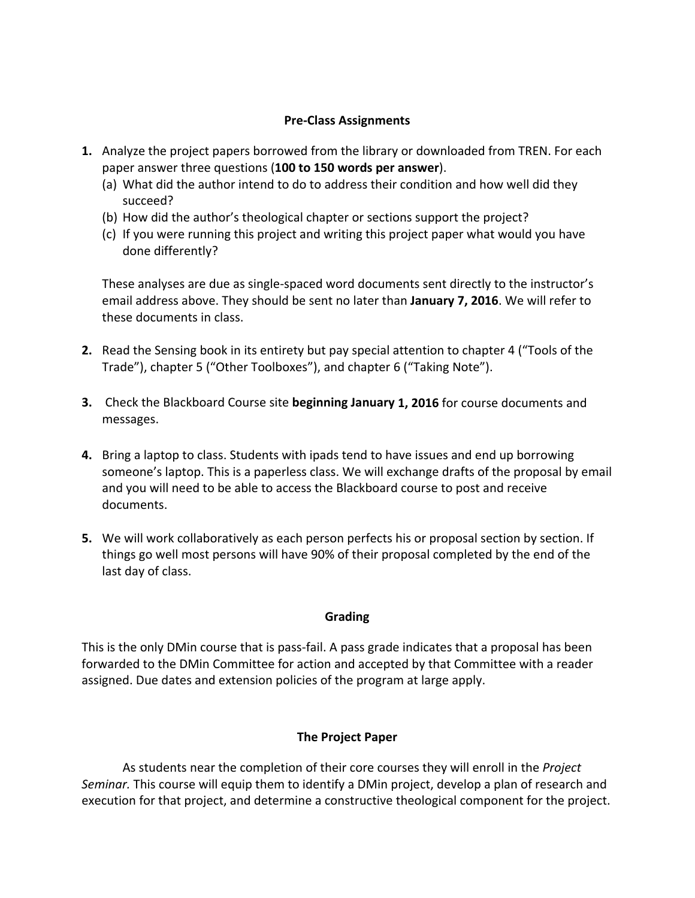## Pre-Class Assignments

1. Analyze the project papers borrowed from the library or downloaded from TREN. For each paper answer three questions (**100 to 150 words per answer**).
   (a) What did the author intend to do to address their condition and how well did they succeed?
   (b) How did the author's theological chapter or sections support the project?
   (c) If you were running this project and writing this project paper what would you have done differently?

   These analyses are due as single-spaced word documents sent directly to the instructor's email address above. They should be sent no later than **January 7, 2016**. We will refer to these documents in class.

2. Read the Sensing book in its entirety but pay special attention to chapter 4 ("Tools of the Trade"), chapter 5 ("Other Toolboxes"), and chapter 6 ("Taking Note").

3. Check the Blackboard Course site **beginning January 1, 2016** for course documents and messages.

4. Bring a laptop to class. Students with ipads tend to have issues and end up borrowing someone's laptop. This is a paperless class. We will exchange drafts of the proposal by email and you will need to be able to access the Blackboard course to post and receive documents.

5. We will work collaboratively as each person perfects his or proposal section by section. If things go well most persons will have 90% of their proposal completed by the end of the last day of class.

## Grading

This is the only DMin course that is pass-fail. A pass grade indicates that a proposal has been forwarded to the DMin Committee for action and accepted by that Committee with a reader assigned. Due dates and extension policies of the program at large apply.

## The Project Paper

As students near the completion of their core courses they will enroll in the *Project Seminar.* This course will equip them to identify a DMin project, develop a plan of research and execution for that project, and determine a constructive theological component for the project.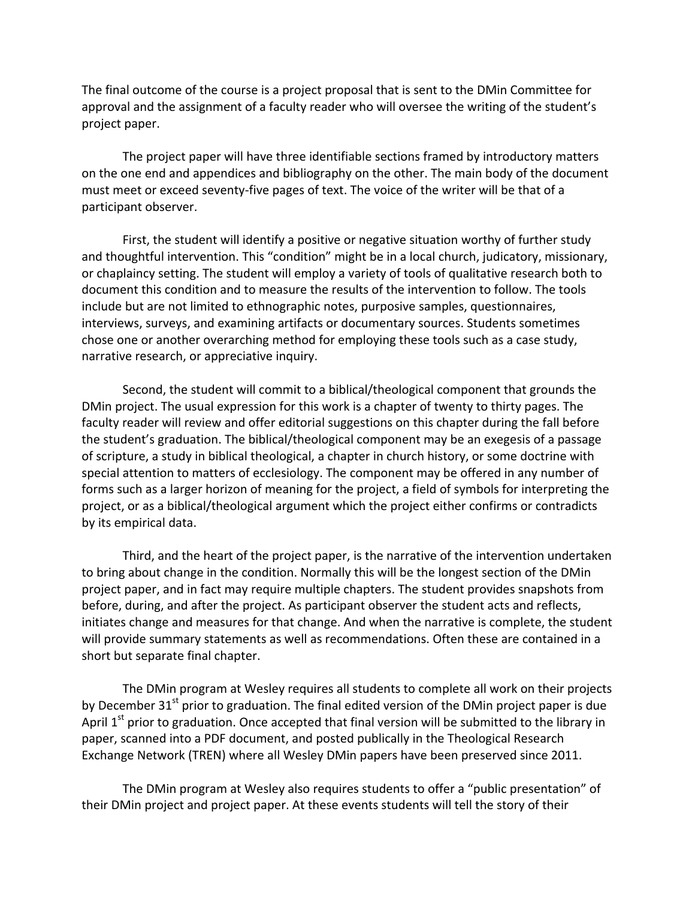The final outcome of the course is a project proposal that is sent to the DMin Committee for approval and the assignment of a faculty reader who will oversee the writing of the student's project paper.

The project paper will have three identifiable sections framed by introductory matters on the one end and appendices and bibliography on the other. The main body of the document must meet or exceed seventy-five pages of text. The voice of the writer will be that of a participant observer.

First, the student will identify a positive or negative situation worthy of further study and thoughtful intervention. This "condition" might be in a local church, judicatory, missionary, or chaplaincy setting. The student will employ a variety of tools of qualitative research both to document this condition and to measure the results of the intervention to follow. The tools include but are not limited to ethnographic notes, purposive samples, questionnaires, interviews, surveys, and examining artifacts or documentary sources. Students sometimes chose one or another overarching method for employing these tools such as a case study, narrative research, or appreciative inquiry.

Second, the student will commit to a biblical/theological component that grounds the DMin project. The usual expression for this work is a chapter of twenty to thirty pages. The faculty reader will review and offer editorial suggestions on this chapter during the fall before the student's graduation. The biblical/theological component may be an exegesis of a passage of scripture, a study in biblical theological, a chapter in church history, or some doctrine with special attention to matters of ecclesiology. The component may be offered in any number of forms such as a larger horizon of meaning for the project, a field of symbols for interpreting the project, or as a biblical/theological argument which the project either confirms or contradicts by its empirical data.

Third, and the heart of the project paper, is the narrative of the intervention undertaken to bring about change in the condition. Normally this will be the longest section of the DMin project paper, and in fact may require multiple chapters. The student provides snapshots from before, during, and after the project. As participant observer the student acts and reflects, initiates change and measures for that change. And when the narrative is complete, the student will provide summary statements as well as recommendations. Often these are contained in a short but separate final chapter.

The DMin program at Wesley requires all students to complete all work on their projects by December 31st prior to graduation. The final edited version of the DMin project paper is due April 1st prior to graduation. Once accepted that final version will be submitted to the library in paper, scanned into a PDF document, and posted publically in the Theological Research Exchange Network (TREN) where all Wesley DMin papers have been preserved since 2011.

The DMin program at Wesley also requires students to offer a "public presentation" of their DMin project and project paper. At these events students will tell the story of their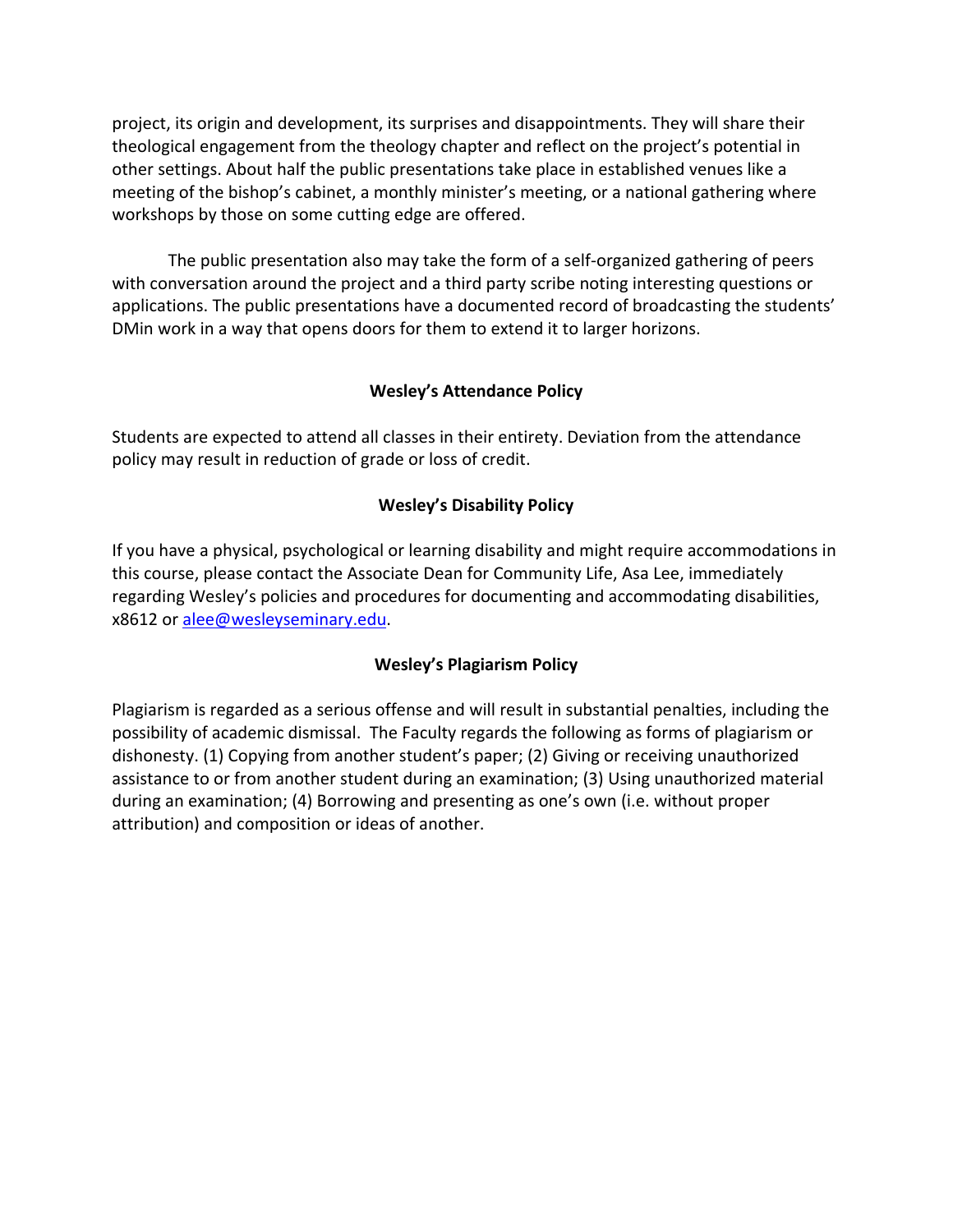project, its origin and development, its surprises and disappointments. They will share their theological engagement from the theology chapter and reflect on the project's potential in other settings. About half the public presentations take place in established venues like a meeting of the bishop's cabinet, a monthly minister's meeting, or a national gathering where workshops by those on some cutting edge are offered.

The public presentation also may take the form of a self-organized gathering of peers with conversation around the project and a third party scribe noting interesting questions or applications. The public presentations have a documented record of broadcasting the students' DMin work in a way that opens doors for them to extend it to larger horizons.

**Wesley's Attendance Policy**

Students are expected to attend all classes in their entirety. Deviation from the attendance policy may result in reduction of grade or loss of credit.

**Wesley's Disability Policy**

If you have a physical, psychological or learning disability and might require accommodations in this course, please contact the Associate Dean for Community Life, Asa Lee, immediately regarding Wesley's policies and procedures for documenting and accommodating disabilities, x8612 or alee@wesleyseminary.edu.

**Wesley's Plagiarism Policy**

Plagiarism is regarded as a serious offense and will result in substantial penalties, including the possibility of academic dismissal. The Faculty regards the following as forms of plagiarism or dishonesty. (1) Copying from another student's paper; (2) Giving or receiving unauthorized assistance to or from another student during an examination; (3) Using unauthorized material during an examination; (4) Borrowing and presenting as one's own (i.e. without proper attribution) and composition or ideas of another.